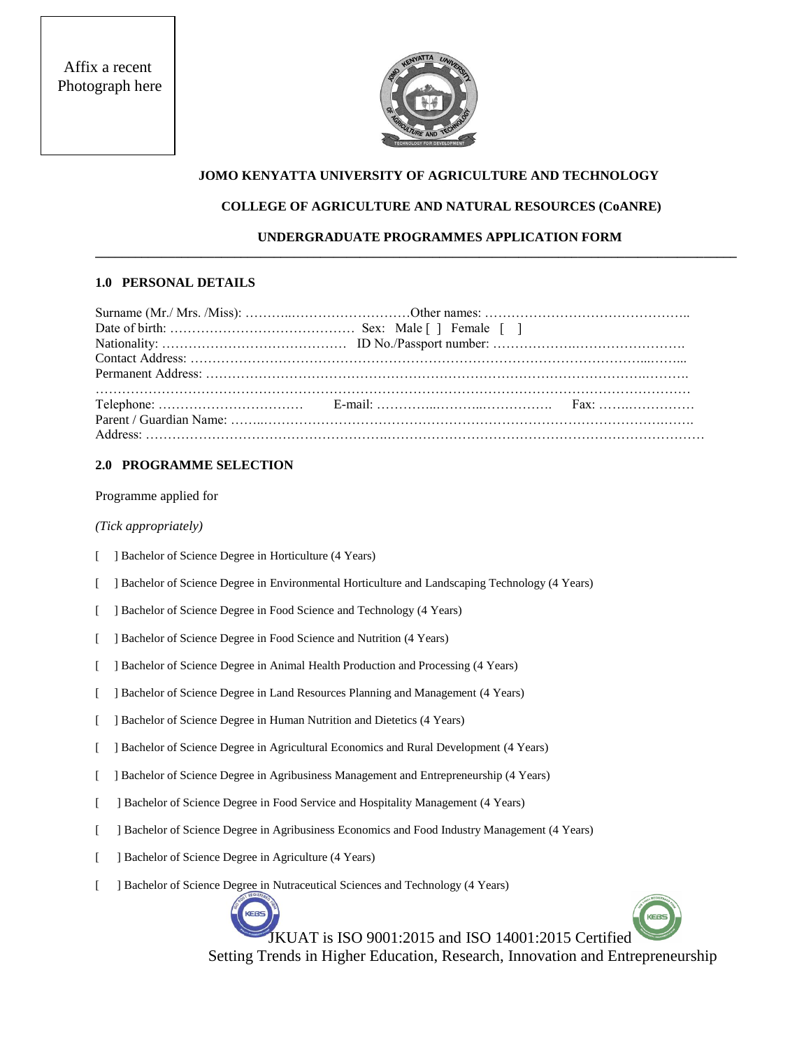Affix a recent Photograph here

**JOMO KENYATTA UNIVERSITY OF AGRICULTURE AND TECHNOLOGY**

**COLLEGE OF AGRICULTURE AND NATURAL RESOURCES (CoANRE)**

**UNDERGRADUATE PROGRAMMES APPLICATION FORM**

---

## 1.0 PERSONAL DETAILS

Surname (Mr./ Mrs. /Miss): ……………………………………Other names: ………………………………………..

Date of birth: …………………………………… Sex: Male [ ] Female [ ]

Nationality: …………………………………… ID No./Passport number: ……………………………………….

Contact Address: …………………………………………………………………………………………………...

Permanent Address: …………………………………………………………………………………………………

…………………………………………………………………………………………………………………………

Telephone: …………………………… E-mail: …………………………………… Fax: ……………………

Parent / Guardian Name: ……………………………………………………………………………………………

Address: ………………………………………………………………………………………………………………

## 2.0 PROGRAMME SELECTION

Programme applied for

*(Tick appropriately)*

[ ] Bachelor of Science Degree in Horticulture (4 Years)

[ ] Bachelor of Science Degree in Environmental Horticulture and Landscaping Technology (4 Years)

[ ] Bachelor of Science Degree in Food Science and Technology (4 Years)

[ ] Bachelor of Science Degree in Food Science and Nutrition (4 Years)

[ ] Bachelor of Science Degree in Animal Health Production and Processing (4 Years)

[ ] Bachelor of Science Degree in Land Resources Planning and Management (4 Years)

[ ] Bachelor of Science Degree in Human Nutrition and Dietetics (4 Years)

[ ] Bachelor of Science Degree in Agricultural Economics and Rural Development (4 Years)

[ ] Bachelor of Science Degree in Agribusiness Management and Entrepreneurship (4 Years)

[ ] Bachelor of Science Degree in Food Service and Hospitality Management (4 Years)

[ ] Bachelor of Science Degree in Agribusiness Economics and Food Industry Management (4 Years)

[ ] Bachelor of Science Degree in Agriculture (4 Years)

[ ] Bachelor of Science Degree in Nutraceutical Sciences and Technology (4 Years)

JKUAT is ISO 9001:2015 and ISO 14001:2015 Certified

Setting Trends in Higher Education, Research, Innovation and Entrepreneurship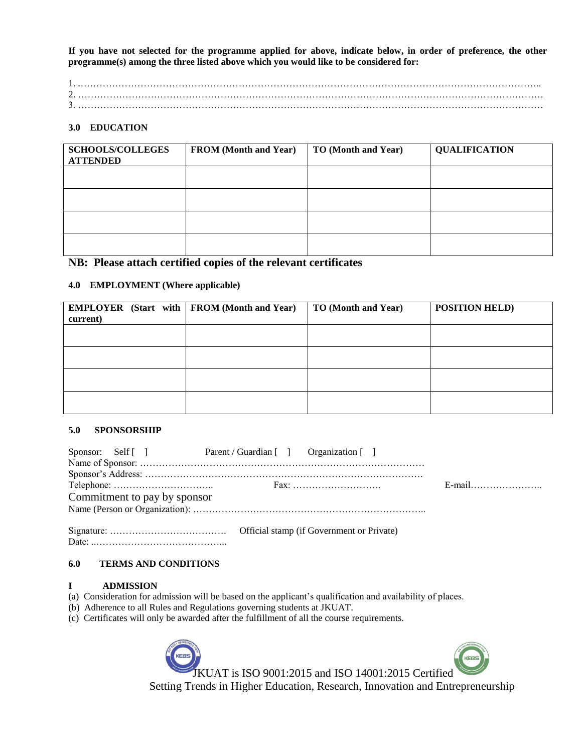**If you have not selected for the programme applied for above, indicate below, in order of preference, the other programme(s) among the three listed above which you would like to be considered for:**

1. ………………………………………………………………………………………………………………………………..
2. ………………………………………………………………………………………………………………………………
3. ………………………………………………………………………………………………………………………………

### 3.0 EDUCATION

| SCHOOLS/COLLEGES ATTENDED | FROM (Month and Year) | TO (Month and Year) | QUALIFICATION |
|---|---|---|---|
| | | | |
| | | | |
| | | | |
| | | | |

**NB: Please attach certified copies of the relevant certificates**

### 4.0 EMPLOYMENT (Where applicable)

| EMPLOYER (Start with current) | FROM (Month and Year) | TO (Month and Year) | POSITION HELD) |
|---|---|---|---|
| | | | |
| | | | |
| | | | |
| | | | |

### 5.0 SPONSORSHIP

Sponsor: Self [ ] Parent / Guardian [ ] Organization [ ]

Name of Sponsor: ……………………………………………………………………………

Sponsor's Address: …………………………………………………………………………

Telephone: ………………………….. Fax: ………………………. E-mail…………………..

Commitment to pay by sponsor

Name (Person or Organization): ………………………………………………………………..

Signature: ………………………………. Official stamp (if Government or Private)

Date: ..…………………………………...

### 6.0 TERMS AND CONDITIONS

**I ADMISSION**

(a) Consideration for admission will be based on the applicant's qualification and availability of places.
(b) Adherence to all Rules and Regulations governing students at JKUAT.
(c) Certificates will only be awarded after the fulfillment of all the course requirements.

JKUAT is ISO 9001:2015 and ISO 14001:2015 Certified

Setting Trends in Higher Education, Research, Innovation and Entrepreneurship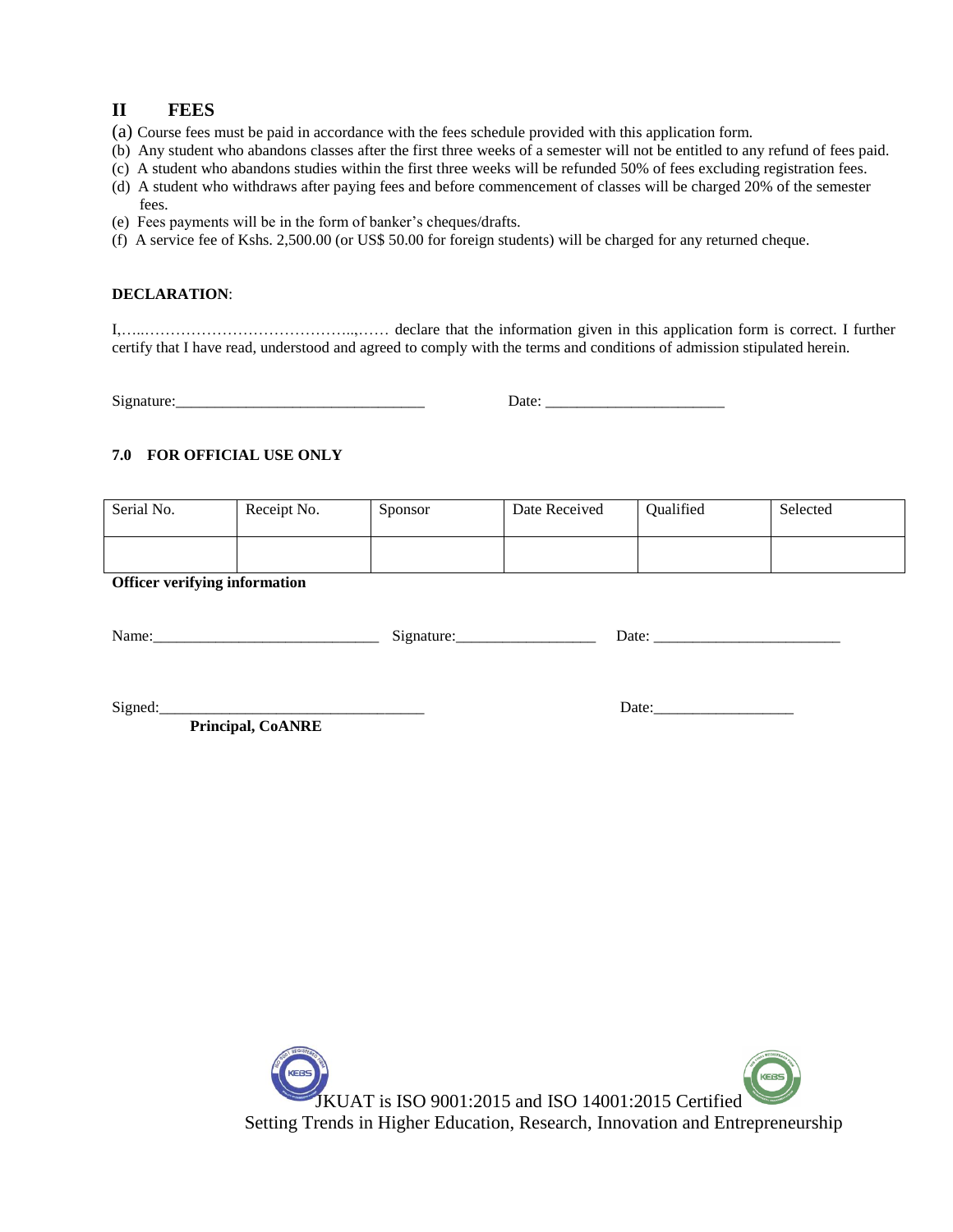## II FEES

(a) Course fees must be paid in accordance with the fees schedule provided with this application form.
(b) Any student who abandons classes after the first three weeks of a semester will not be entitled to any refund of fees paid.
(c) A student who abandons studies within the first three weeks will be refunded 50% of fees excluding registration fees.
(d) A student who withdraws after paying fees and before commencement of classes will be charged 20% of the semester fees.
(e) Fees payments will be in the form of banker's cheques/drafts.
(f) A service fee of Kshs. 2,500.00 (or US$ 50.00 for foreign students) will be charged for any returned cheque.

**DECLARATION**:

I,…..……………………………………..,…… declare that the information given in this application form is correct. I further certify that I have read, understood and agreed to comply with the terms and conditions of admission stipulated herein.

Signature:________________________________ Date: _______________________

### 7.0 FOR OFFICIAL USE ONLY

| Serial No. | Receipt No. | Sponsor | Date Received | Qualified | Selected |
|---|---|---|---|---|---|
| | | | | | |

**Officer verifying information**

Name:_____________________________ Signature:__________________ Date: ________________________

Signed:__________________________________ Date:__________________

**Principal, CoANRE**

JKUAT is ISO 9001:2015 and ISO 14001:2015 Certified
Setting Trends in Higher Education, Research, Innovation and Entrepreneurship